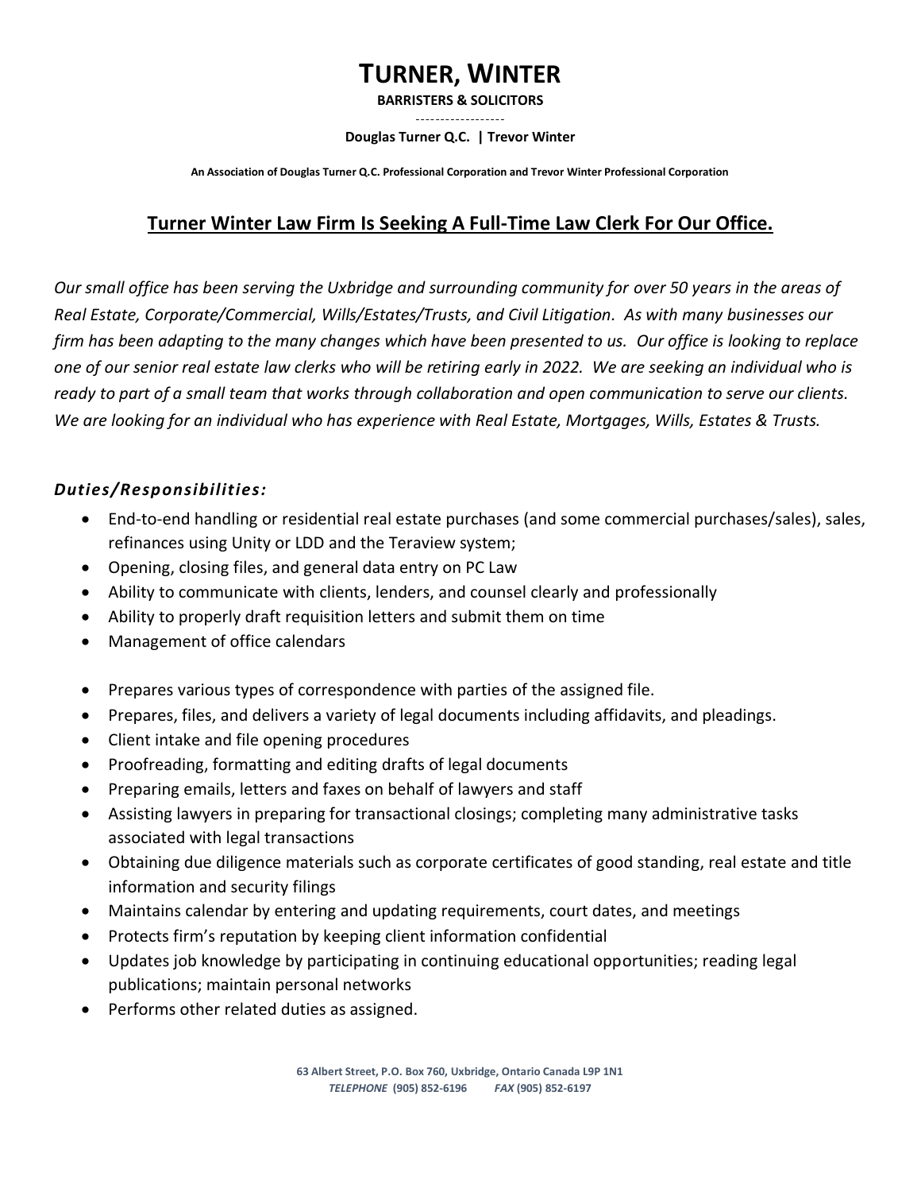# TURNER, WINTER

**BARRISTERS & SOLICITORS**

------------------

**Douglas Turner Q.C. | Trevor Winter**

**An Association of Douglas Turner Q.C. Professional Corporation and Trevor Winter Professional Corporation**

## Turner Winter Law Firm Is Seeking A Full-Time Law Clerk For Our Office.

*Our small office has been serving the Uxbridge and surrounding community for over 50 years in the areas of Real Estate, Corporate/Commercial, Wills/Estates/Trusts, and Civil Litigation. As with many businesses our firm has been adapting to the many changes which have been presented to us. Our office is looking to replace one of our senior real estate law clerks who will be retiring early in 2022. We are seeking an individual who is ready to part of a small team that works through collaboration and open communication to serve our clients. We are looking for an individual who has experience with Real Estate, Mortgages, Wills, Estates & Trusts.*

### *Duties/Responsibilities:*

- End-to-end handling or residential real estate purchases (and some commercial purchases/sales), sales, refinances using Unity or LDD and the Teraview system;
- Opening, closing files, and general data entry on PC Law
- Ability to communicate with clients, lenders, and counsel clearly and professionally
- Ability to properly draft requisition letters and submit them on time
- Management of office calendars

- Prepares various types of correspondence with parties of the assigned file.
- Prepares, files, and delivers a variety of legal documents including affidavits, and pleadings.
- Client intake and file opening procedures
- Proofreading, formatting and editing drafts of legal documents
- Preparing emails, letters and faxes on behalf of lawyers and staff
- Assisting lawyers in preparing for transactional closings; completing many administrative tasks associated with legal transactions
- Obtaining due diligence materials such as corporate certificates of good standing, real estate and title information and security filings
- Maintains calendar by entering and updating requirements, court dates, and meetings
- Protects firm's reputation by keeping client information confidential
- Updates job knowledge by participating in continuing educational opportunities; reading legal publications; maintain personal networks
- Performs other related duties as assigned.

63 Albert Street, P.O. Box 760, Uxbridge, Ontario Canada L9P 1N1
*TELEPHONE* (905) 852-6196 *FAX* (905) 852-6197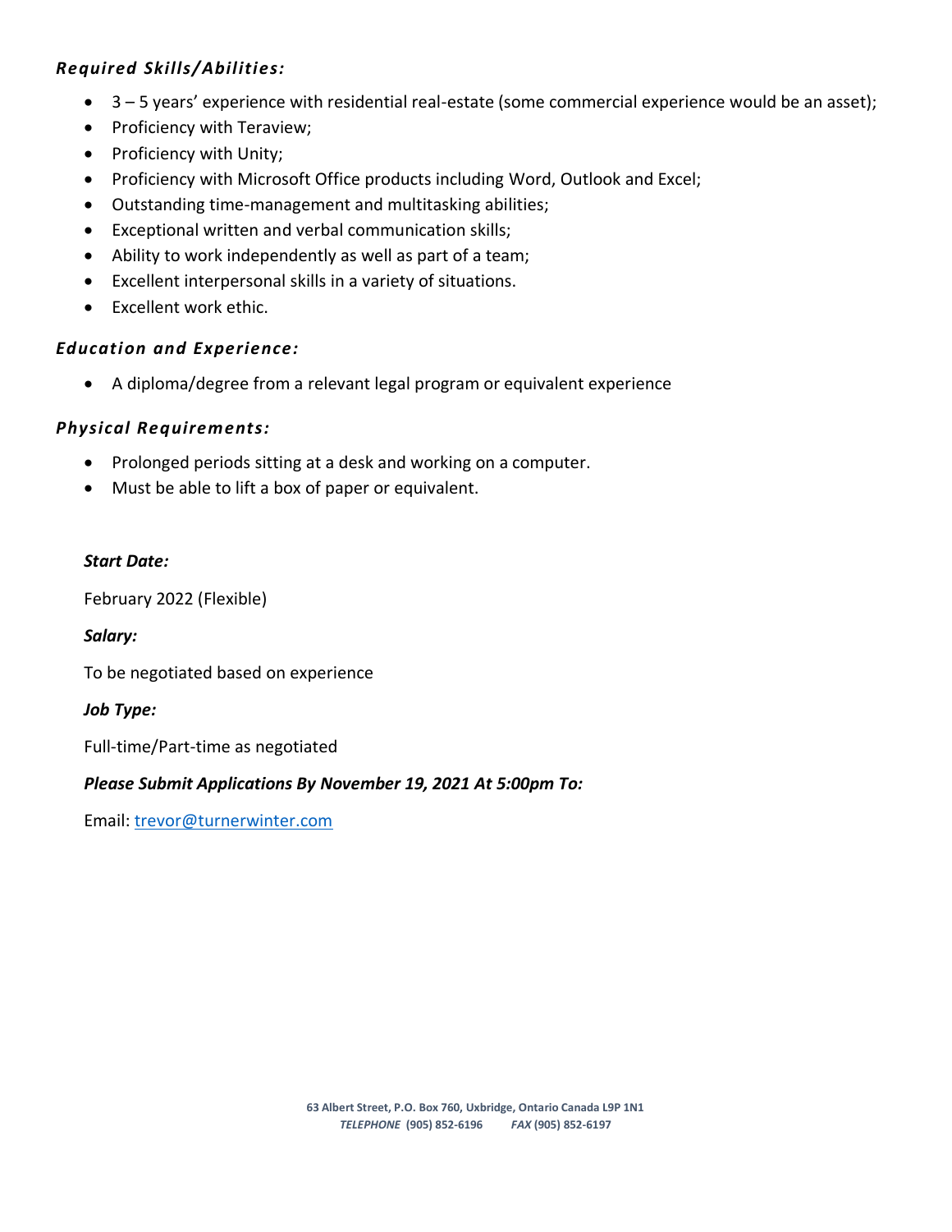### ***Required Skills/Abilities:***

- 3 – 5 years' experience with residential real-estate (some commercial experience would be an asset);
- Proficiency with Teraview;
- Proficiency with Unity;
- Proficiency with Microsoft Office products including Word, Outlook and Excel;
- Outstanding time-management and multitasking abilities;
- Exceptional written and verbal communication skills;
- Ability to work independently as well as part of a team;
- Excellent interpersonal skills in a variety of situations.
- Excellent work ethic.

### ***Education and Experience:***

- A diploma/degree from a relevant legal program or equivalent experience

### ***Physical Requirements:***

- Prolonged periods sitting at a desk and working on a computer.
- Must be able to lift a box of paper or equivalent.

***Start Date:***

February 2022 (Flexible)

***Salary:***

To be negotiated based on experience

***Job Type:***

Full-time/Part-time as negotiated

***Please Submit Applications By November 19, 2021 At 5:00pm To:***

Email: trevor@turnerwinter.com

**63 Albert Street, P.O. Box 760, Uxbridge, Ontario Canada L9P 1N1**
***TELEPHONE*** **(905) 852-6196** ***FAX*** **(905) 852-6197**